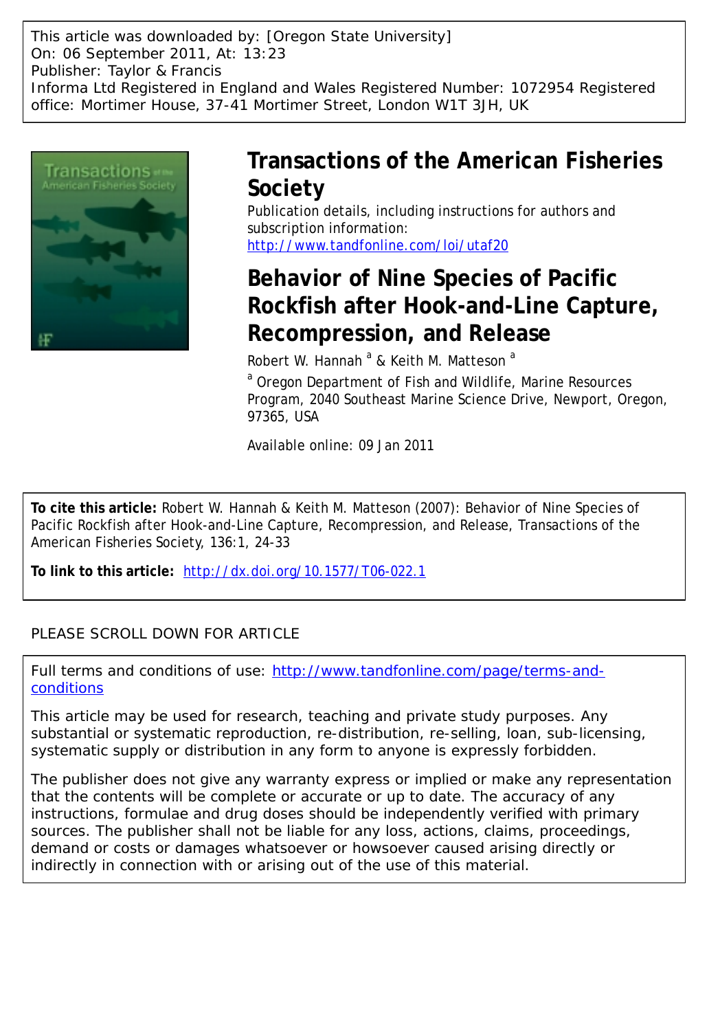This article was downloaded by: [Oregon State University]
On: 06 September 2011, At: 13:23
Publisher: Taylor & Francis
Informa Ltd Registered in England and Wales Registered Number: 1072954 Registered office: Mortimer House, 37-41 Mortimer Street, London W1T 3JH, UK

# Transactions of the American Fisheries Society

Publication details, including instructions for authors and subscription information:
http://www.tandfonline.com/loi/utaf20

# Behavior of Nine Species of Pacific Rockfish after Hook-and-Line Capture, Recompression, and Release

Robert W. Hannah [a] & Keith M. Matteson [a]

[a] Oregon Department of Fish and Wildlife, Marine Resources Program, 2040 Southeast Marine Science Drive, Newport, Oregon, 97365, USA

Available online: 09 Jan 2011

**To cite this article:** Robert W. Hannah & Keith M. Matteson (2007): Behavior of Nine Species of Pacific Rockfish after Hook-and-Line Capture, Recompression, and Release, Transactions of the American Fisheries Society, 136:1, 24-33

**To link to this article:** http://dx.doi.org/10.1577/T06-022.1

PLEASE SCROLL DOWN FOR ARTICLE

Full terms and conditions of use: http://www.tandfonline.com/page/terms-and-conditions

This article may be used for research, teaching and private study purposes. Any substantial or systematic reproduction, re-distribution, re-selling, loan, sub-licensing, systematic supply or distribution in any form to anyone is expressly forbidden.

The publisher does not give any warranty express or implied or make any representation that the contents will be complete or accurate or up to date. The accuracy of any instructions, formulae and drug doses should be independently verified with primary sources. The publisher shall not be liable for any loss, actions, claims, proceedings, demand or costs or damages whatsoever or howsoever caused arising directly or indirectly in connection with or arising out of the use of this material.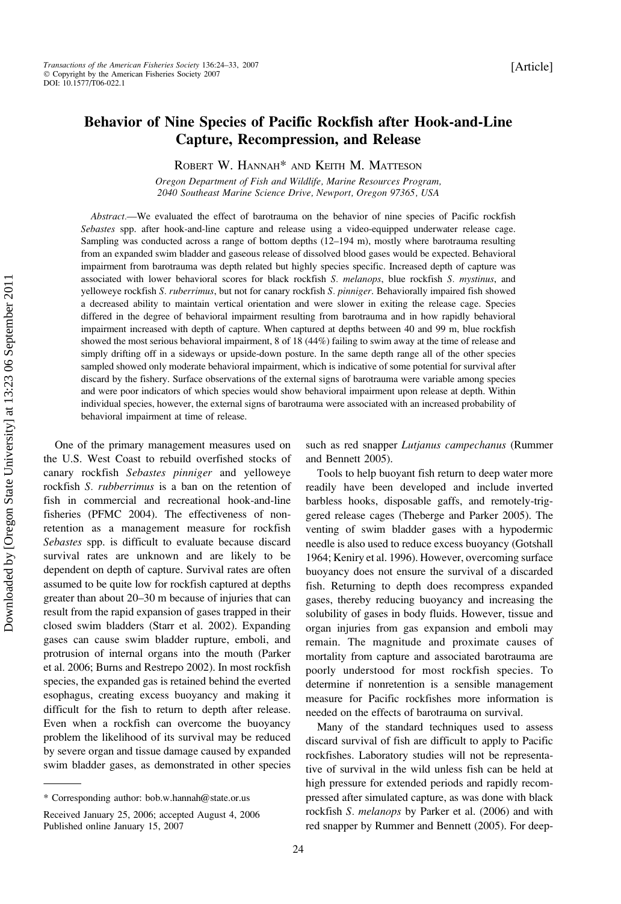Transactions of the American Fisheries Society 136:24–33, 2007
© Copyright by the American Fisheries Society 2007
DOI: 10.1577/T06-022.1

[Article]

# Behavior of Nine Species of Pacific Rockfish after Hook-and-Line Capture, Recompression, and Release

ROBERT W. HANNAH* AND KEITH M. MATTESON

*Oregon Department of Fish and Wildlife, Marine Resources Program, 2040 Southeast Marine Science Drive, Newport, Oregon 97365, USA*

*Abstract*.—We evaluated the effect of barotrauma on the behavior of nine species of Pacific rockfish *Sebastes* spp. after hook-and-line capture and release using a video-equipped underwater release cage. Sampling was conducted across a range of bottom depths (12–194 m), mostly where barotrauma resulting from an expanded swim bladder and gaseous release of dissolved blood gases would be expected. Behavioral impairment from barotrauma was depth related but highly species specific. Increased depth of capture was associated with lower behavioral scores for black rockfish *S. melanops*, blue rockfish *S. mystinus*, and yelloweye rockfish *S. ruberrimus*, but not for canary rockfish *S. pinniger*. Behaviorally impaired fish showed a decreased ability to maintain vertical orientation and were slower in exiting the release cage. Species differed in the degree of behavioral impairment resulting from barotrauma and in how rapidly behavioral impairment increased with depth of capture. When captured at depths between 40 and 99 m, blue rockfish showed the most serious behavioral impairment, 8 of 18 (44%) failing to swim away at the time of release and simply drifting off in a sideways or upside-down posture. In the same depth range all of the other species sampled showed only moderate behavioral impairment, which is indicative of some potential for survival after discard by the fishery. Surface observations of the external signs of barotrauma were variable among species and were poor indicators of which species would show behavioral impairment upon release at depth. Within individual species, however, the external signs of barotrauma were associated with an increased probability of behavioral impairment at time of release.

One of the primary management measures used on the U.S. West Coast to rebuild overfished stocks of canary rockfish *Sebastes pinniger* and yelloweye rockfish *S. rubberrimus* is a ban on the retention of fish in commercial and recreational hook-and-line fisheries (PFMC 2004). The effectiveness of non-retention as a management measure for rockfish *Sebastes* spp. is difficult to evaluate because discard survival rates are unknown and are likely to be dependent on depth of capture. Survival rates are often assumed to be quite low for rockfish captured at depths greater than about 20–30 m because of injuries that can result from the rapid expansion of gases trapped in their closed swim bladders (Starr et al. 2002). Expanding gases can cause swim bladder rupture, emboli, and protrusion of internal organs into the mouth (Parker et al. 2006; Burns and Restrepo 2002). In most rockfish species, the expanded gas is retained behind the everted esophagus, creating excess buoyancy and making it difficult for the fish to return to depth after release. Even when a rockfish can overcome the buoyancy problem the likelihood of its survival may be reduced by severe organ and tissue damage caused by expanded swim bladder gases, as demonstrated in other species such as red snapper *Lutjanus campechanus* (Rummer and Bennett 2005).

Tools to help buoyant fish return to deep water more readily have been developed and include inverted barbless hooks, disposable gaffs, and remotely-triggered release cages (Theberge and Parker 2005). The venting of swim bladder gases with a hypodermic needle is also used to reduce excess buoyancy (Gotshall 1964; Keniry et al. 1996). However, overcoming surface buoyancy does not ensure the survival of a discarded fish. Returning to depth does recompress expanded gases, thereby reducing buoyancy and increasing the solubility of gases in body fluids. However, tissue and organ injuries from gas expansion and emboli may remain. The magnitude and proximate causes of mortality from capture and associated barotrauma are poorly understood for most rockfish species. To determine if nonretention is a sensible management measure for Pacific rockfishes more information is needed on the effects of barotrauma on survival.

Many of the standard techniques used to assess discard survival of fish are difficult to apply to Pacific rockfishes. Laboratory studies will not be representative of survival in the wild unless fish can be held at high pressure for extended periods and rapidly recompressed after simulated capture, as was done with black rockfish *S. melanops* by Parker et al. (2006) and with red snapper by Rummer and Bennett (2005). For deep-

---

\* Corresponding author: bob.w.hannah@state.or.us

Received January 25, 2006; accepted August 4, 2006
Published online January 15, 2007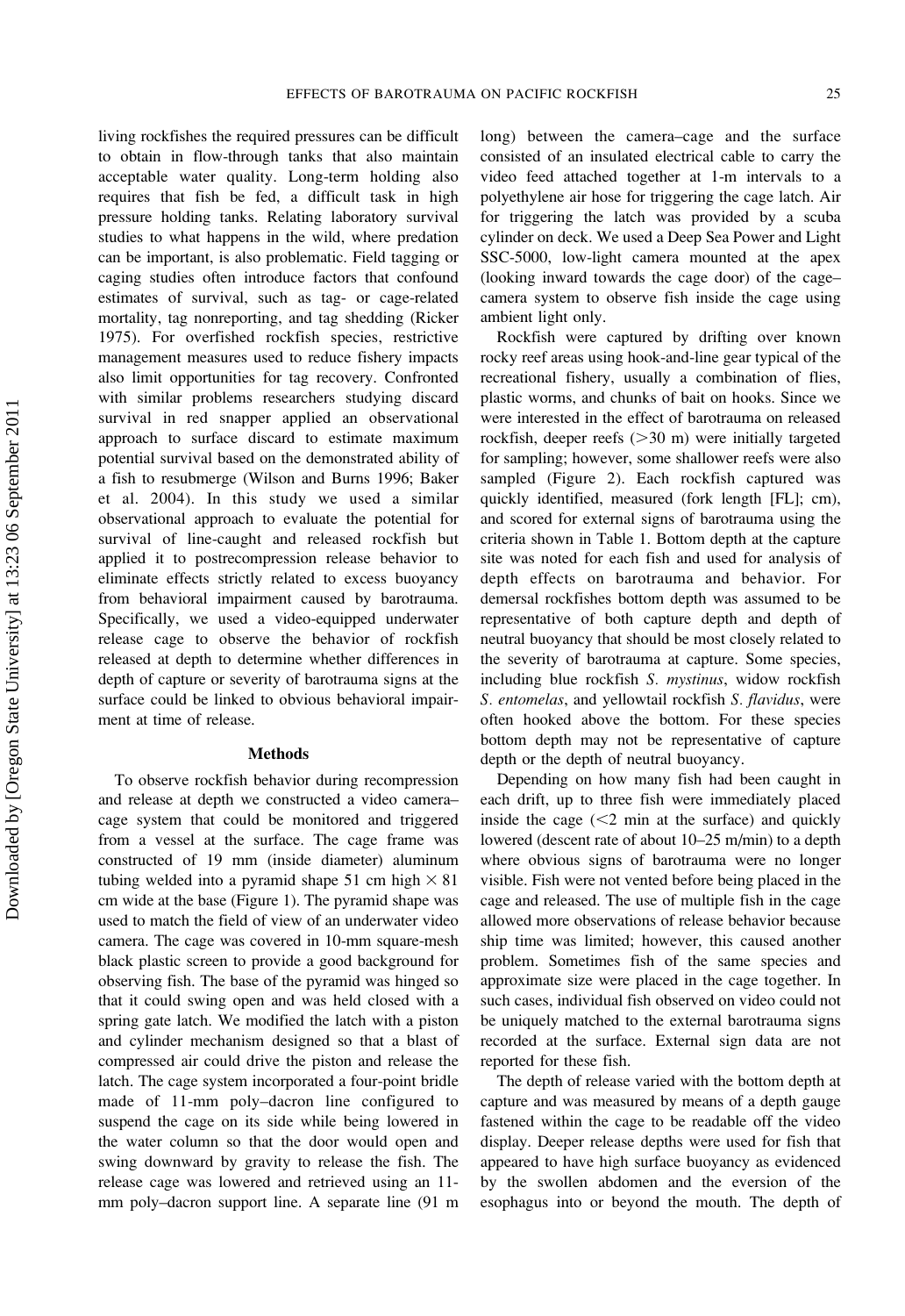living rockfishes the required pressures can be difficult to obtain in flow-through tanks that also maintain acceptable water quality. Long-term holding also requires that fish be fed, a difficult task in high pressure holding tanks. Relating laboratory survival studies to what happens in the wild, where predation can be important, is also problematic. Field tagging or caging studies often introduce factors that confound estimates of survival, such as tag- or cage-related mortality, tag nonreporting, and tag shedding (Ricker 1975). For overfished rockfish species, restrictive management measures used to reduce fishery impacts also limit opportunities for tag recovery. Confronted with similar problems researchers studying discard survival in red snapper applied an observational approach to surface discard to estimate maximum potential survival based on the demonstrated ability of a fish to resubmerge (Wilson and Burns 1996; Baker et al. 2004). In this study we used a similar observational approach to evaluate the potential for survival of line-caught and released rockfish but applied it to postrecompression release behavior to eliminate effects strictly related to excess buoyancy from behavioral impairment caused by barotrauma. Specifically, we used a video-equipped underwater release cage to observe the behavior of rockfish released at depth to determine whether differences in depth of capture or severity of barotrauma signs at the surface could be linked to obvious behavioral impairment at time of release.

## Methods

To observe rockfish behavior during recompression and release at depth we constructed a video camera–cage system that could be monitored and triggered from a vessel at the surface. The cage frame was constructed of 19 mm (inside diameter) aluminum tubing welded into a pyramid shape 51 cm high × 81 cm wide at the base (Figure 1). The pyramid shape was used to match the field of view of an underwater video camera. The cage was covered in 10-mm square-mesh black plastic screen to provide a good background for observing fish. The base of the pyramid was hinged so that it could swing open and was held closed with a spring gate latch. We modified the latch with a piston and cylinder mechanism designed so that a blast of compressed air could drive the piston and release the latch. The cage system incorporated a four-point bridle made of 11-mm poly–dacron line configured to suspend the cage on its side while being lowered in the water column so that the door would open and swing downward by gravity to release the fish. The release cage was lowered and retrieved using an 11-mm poly–dacron support line. A separate line (91 m long) between the camera–cage and the surface consisted of an insulated electrical cable to carry the video feed attached together at 1-m intervals to a polyethylene air hose for triggering the cage latch. Air for triggering the latch was provided by a scuba cylinder on deck. We used a Deep Sea Power and Light SSC-5000, low-light camera mounted at the apex (looking inward towards the cage door) of the cage–camera system to observe fish inside the cage using ambient light only.

Rockfish were captured by drifting over known rocky reef areas using hook-and-line gear typical of the recreational fishery, usually a combination of flies, plastic worms, and chunks of bait on hooks. Since we were interested in the effect of barotrauma on released rockfish, deeper reefs (>30 m) were initially targeted for sampling; however, some shallower reefs were also sampled (Figure 2). Each rockfish captured was quickly identified, measured (fork length [FL]; cm), and scored for external signs of barotrauma using the criteria shown in Table 1. Bottom depth at the capture site was noted for each fish and used for analysis of depth effects on barotrauma and behavior. For demersal rockfishes bottom depth was assumed to be representative of both capture depth and depth of neutral buoyancy that should be most closely related to the severity of barotrauma at capture. Some species, including blue rockfish *S. mystinus*, widow rockfish *S. entomelas*, and yellowtail rockfish *S. flavidus*, were often hooked above the bottom. For these species bottom depth may not be representative of capture depth or the depth of neutral buoyancy.

Depending on how many fish had been caught in each drift, up to three fish were immediately placed inside the cage (<2 min at the surface) and quickly lowered (descent rate of about 10–25 m/min) to a depth where obvious signs of barotrauma were no longer visible. Fish were not vented before being placed in the cage and released. The use of multiple fish in the cage allowed more observations of release behavior because ship time was limited; however, this caused another problem. Sometimes fish of the same species and approximate size were placed in the cage together. In such cases, individual fish observed on video could not be uniquely matched to the external barotrauma signs recorded at the surface. External sign data are not reported for these fish.

The depth of release varied with the bottom depth at capture and was measured by means of a depth gauge fastened within the cage to be readable off the video display. Deeper release depths were used for fish that appeared to have high surface buoyancy as evidenced by the swollen abdomen and the eversion of the esophagus into or beyond the mouth. The depth of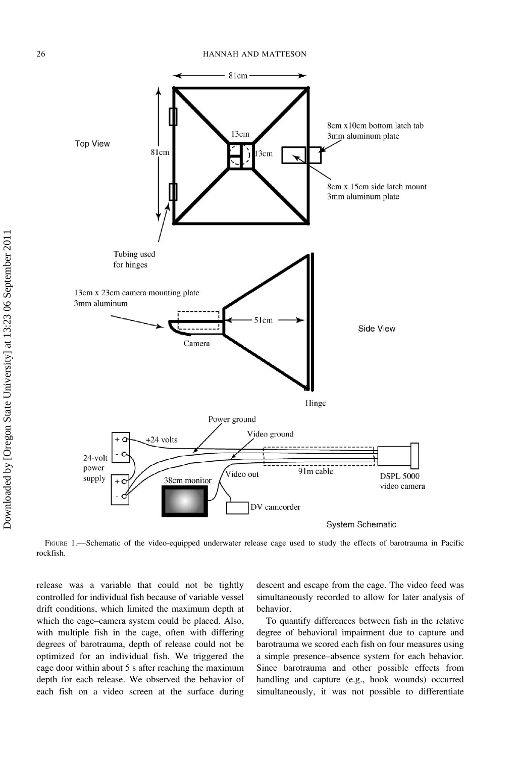FIGURE 1.—Schematic of the video-equipped underwater release cage used to study the effects of barotrauma in Pacific rockfish.

release was a variable that could not be tightly controlled for individual fish because of variable vessel drift conditions, which limited the maximum depth at which the cage–camera system could be placed. Also, with multiple fish in the cage, often with differing degrees of barotrauma, depth of release could not be optimized for an individual fish. We triggered the cage door within about 5 s after reaching the maximum depth for each release. We observed the behavior of each fish on a video screen at the surface during descent and escape from the cage. The video feed was simultaneously recorded to allow for later analysis of behavior.

To quantify differences between fish in the relative degree of behavioral impairment due to capture and barotrauma we scored each fish on four measures using a simple presence–absence system for each behavior. Since barotrauma and other possible effects from handling and capture (e.g., hook wounds) occurred simultaneously, it was not possible to differentiate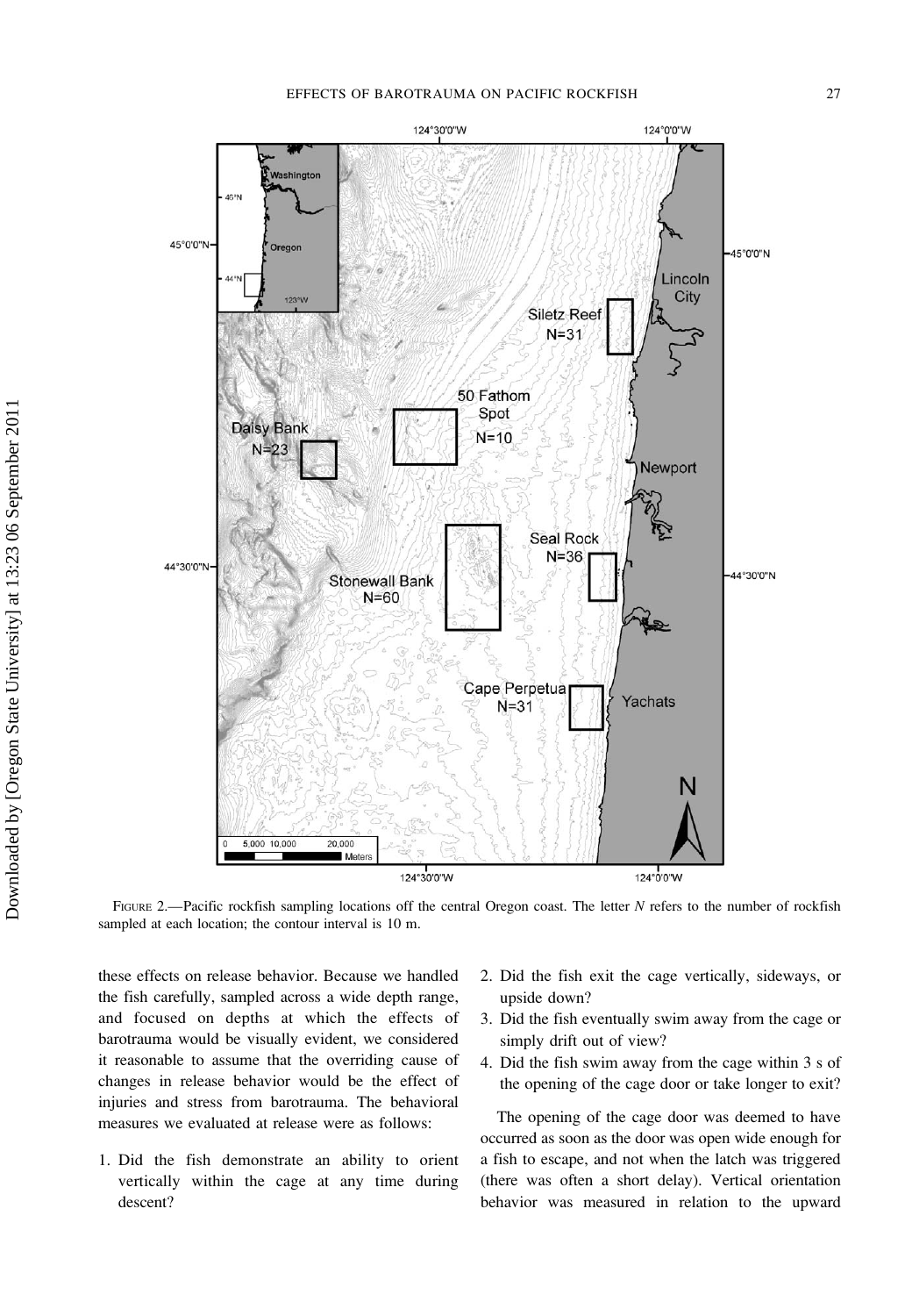FIGURE 2.—Pacific rockfish sampling locations off the central Oregon coast. The letter $N$ refers to the number of rockfish sampled at each location; the contour interval is 10 m.

these effects on release behavior. Because we handled the fish carefully, sampled across a wide depth range, and focused on depths at which the effects of barotrauma would be visually evident, we considered it reasonable to assume that the overriding cause of changes in release behavior would be the effect of injuries and stress from barotrauma. The behavioral measures we evaluated at release were as follows:

1. Did the fish demonstrate an ability to orient vertically within the cage at any time during descent?
2. Did the fish exit the cage vertically, sideways, or upside down?
3. Did the fish eventually swim away from the cage or simply drift out of view?
4. Did the fish swim away from the cage within 3 s of the opening of the cage door or take longer to exit?

The opening of the cage door was deemed to have occurred as soon as the door was open wide enough for a fish to escape, and not when the latch was triggered (there was often a short delay). Vertical orientation behavior was measured in relation to the upward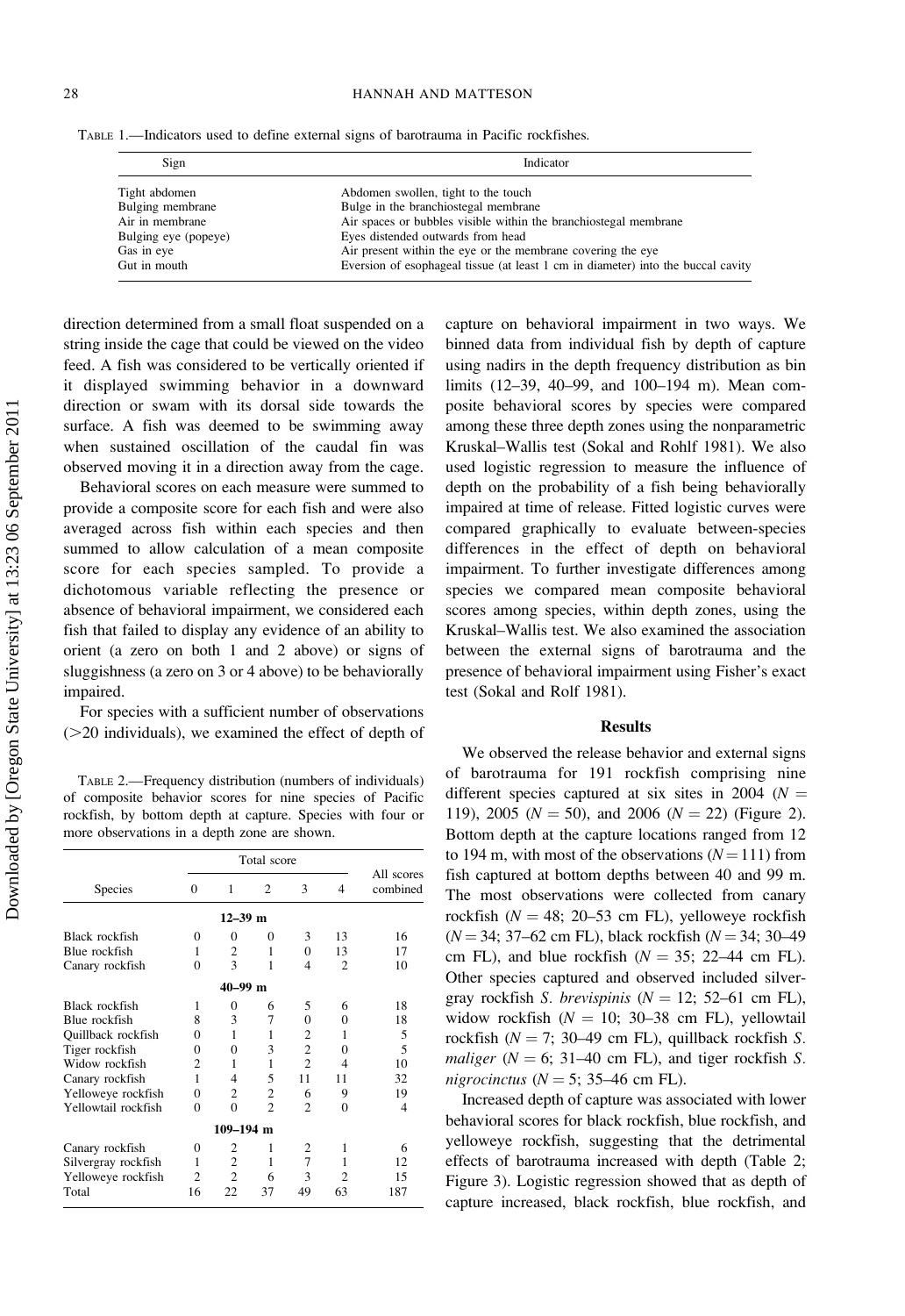TABLE 1.—Indicators used to define external signs of barotrauma in Pacific rockfishes.

| Sign | Indicator |
|---|---|
| Tight abdomen | Abdomen swollen, tight to the touch |
| Bulging membrane | Bulge in the branchiostegal membrane |
| Air in membrane | Air spaces or bubbles visible within the branchiostegal membrane |
| Bulging eye (popeye) | Eyes distended outwards from head |
| Gas in eye | Air present within the eye or the membrane covering the eye |
| Gut in mouth | Eversion of esophageal tissue (at least 1 cm in diameter) into the buccal cavity |

direction determined from a small float suspended on a string inside the cage that could be viewed on the video feed. A fish was considered to be vertically oriented if it displayed swimming behavior in a downward direction or swam with its dorsal side towards the surface. A fish was deemed to be swimming away when sustained oscillation of the caudal fin was observed moving it in a direction away from the cage.

Behavioral scores on each measure were summed to provide a composite score for each fish and were also averaged across fish within each species and then summed to allow calculation of a mean composite score for each species sampled. To provide a dichotomous variable reflecting the presence or absence of behavioral impairment, we considered each fish that failed to display any evidence of an ability to orient (a zero on both 1 and 2 above) or signs of sluggishness (a zero on 3 or 4 above) to be behaviorally impaired.

For species with a sufficient number of observations (>20 individuals), we examined the effect of depth of capture on behavioral impairment in two ways. We binned data from individual fish by depth of capture using nadirs in the depth frequency distribution as bin limits (12–39, 40–99, and 100–194 m). Mean composite behavioral scores by species were compared among these three depth zones using the nonparametric Kruskal–Wallis test (Sokal and Rohlf 1981). We also used logistic regression to measure the influence of depth on the probability of a fish being behaviorally impaired at time of release. Fitted logistic curves were compared graphically to evaluate between-species differences in the effect of depth on behavioral impairment. To further investigate differences among species we compared mean composite behavioral scores among species, within depth zones, using the Kruskal–Wallis test. We also examined the association between the external signs of barotrauma and the presence of behavioral impairment using Fisher's exact test (Sokal and Rolf 1981).

TABLE 2.—Frequency distribution (numbers of individuals) of composite behavior scores for nine species of Pacific rockfish, by bottom depth at capture. Species with four or more observations in a depth zone are shown.

| Species | Total score | | | | | All scores combined |
|---|---|---|---|---|---|---|
| | 0 | 1 | 2 | 3 | 4 | |
| **12–39 m** | | | | | | |
| Black rockfish | 0 | 0 | 0 | 3 | 13 | 16 |
| Blue rockfish | 1 | 2 | 1 | 0 | 13 | 17 |
| Canary rockfish | 0 | 3 | 1 | 4 | 2 | 10 |
| **40–99 m** | | | | | | |
| Black rockfish | 1 | 0 | 6 | 5 | 6 | 18 |
| Blue rockfish | 8 | 3 | 7 | 0 | 0 | 18 |
| Quillback rockfish | 0 | 1 | 1 | 2 | 1 | 5 |
| Tiger rockfish | 0 | 0 | 3 | 2 | 0 | 5 |
| Widow rockfish | 2 | 1 | 1 | 2 | 4 | 10 |
| Canary rockfish | 1 | 4 | 5 | 11 | 11 | 32 |
| Yelloweye rockfish | 0 | 2 | 2 | 6 | 9 | 19 |
| Yellowtail rockfish | 0 | 0 | 2 | 2 | 0 | 4 |
| **109–194 m** | | | | | | |
| Canary rockfish | 0 | 2 | 1 | 2 | 1 | 6 |
| Silvergray rockfish | 1 | 2 | 1 | 7 | 1 | 12 |
| Yelloweye rockfish | 2 | 2 | 6 | 3 | 2 | 15 |
| Total | 16 | 22 | 37 | 49 | 63 | 187 |

## Results

We observed the release behavior and external signs of barotrauma for 191 rockfish comprising nine different species captured at six sites in 2004 ($N = 119$), 2005 ($N = 50$), and 2006 ($N = 22$) (Figure 2). Bottom depth at the capture locations ranged from 12 to 194 m, with most of the observations ($N = 111$) from fish captured at bottom depths between 40 and 99 m. The most observations were collected from canary rockfish ($N = 48$; 20–53 cm FL), yelloweye rockfish ($N = 34$; 37–62 cm FL), black rockfish ($N = 34$; 30–49 cm FL), and blue rockfish ($N = 35$; 22–44 cm FL). Other species captured and observed included silvergray rockfish *S. brevispinis* ($N = 12$; 52–61 cm FL), widow rockfish ($N = 10$; 30–38 cm FL), yellowtail rockfish ($N = 7$; 30–49 cm FL), quillback rockfish *S. maliger* ($N = 6$; 31–40 cm FL), and tiger rockfish *S. nigrocinctus* ($N = 5$; 35–46 cm FL).

Increased depth of capture was associated with lower behavioral scores for black rockfish, blue rockfish, and yelloweye rockfish, suggesting that the detrimental effects of barotrauma increased with depth (Table 2; Figure 3). Logistic regression showed that as depth of capture increased, black rockfish, blue rockfish, and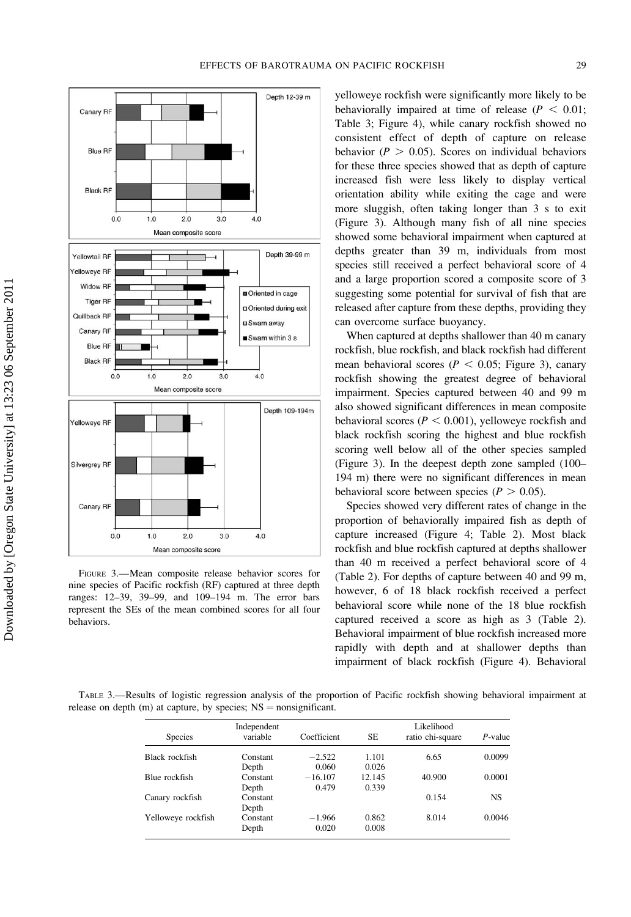FIGURE 3.—Mean composite release behavior scores for nine species of Pacific rockfish (RF) captured at three depth ranges: 12–39, 39–99, and 109–194 m. The error bars represent the SEs of the mean combined scores for all four behaviors.

yelloweye rockfish were significantly more likely to be behaviorally impaired at time of release ($P < 0.01$; Table 3; Figure 4), while canary rockfish showed no consistent effect of depth of capture on release behavior ($P > 0.05$). Scores on individual behaviors for these three species showed that as depth of capture increased fish were less likely to display vertical orientation ability while exiting the cage and were more sluggish, often taking longer than 3 s to exit (Figure 3). Although many fish of all nine species showed some behavioral impairment when captured at depths greater than 39 m, individuals from most species still received a perfect behavioral score of 4 and a large proportion scored a composite score of 3 suggesting some potential for survival of fish that are released after capture from these depths, providing they can overcome surface buoyancy.

When captured at depths shallower than 40 m canary rockfish, blue rockfish, and black rockfish had different mean behavioral scores ($P < 0.05$; Figure 3), canary rockfish showing the greatest degree of behavioral impairment. Species captured between 40 and 99 m also showed significant differences in mean composite behavioral scores ($P < 0.001$), yelloweye rockfish and black rockfish scoring the highest and blue rockfish scoring well below all of the other species sampled (Figure 3). In the deepest depth zone sampled (100–194 m) there were no significant differences in mean behavioral score between species ($P > 0.05$).

Species showed very different rates of change in the proportion of behaviorally impaired fish as depth of capture increased (Figure 4; Table 2). Most black rockfish and blue rockfish captured at depths shallower than 40 m received a perfect behavioral score of 4 (Table 2). For depths of capture between 40 and 99 m, however, 6 of 18 black rockfish received a perfect behavioral score while none of the 18 blue rockfish captured received a score as high as 3 (Table 2). Behavioral impairment of blue rockfish increased more rapidly with depth and at shallower depths than impairment of black rockfish (Figure 4). Behavioral

TABLE 3.—Results of logistic regression analysis of the proportion of Pacific rockfish showing behavioral impairment at release on depth (m) at capture, by species; NS = nonsignificant.

| Species | Independent variable | Coefficient | SE | Likelihood ratio chi-square | *P*-value |
|---|---|---|---|---|---|
| Black rockfish | Constant | −2.522 | 1.101 | 6.65 | 0.0099 |
| | Depth | 0.060 | 0.026 | | |
| Blue rockfish | Constant | −16.107 | 12.145 | 40.900 | 0.0001 |
| | Depth | 0.479 | 0.339 | | |
| Canary rockfish | Constant | | | 0.154 | NS |
| | Depth | | | | |
| Yelloweye rockfish | Constant | −1.966 | 0.862 | 8.014 | 0.0046 |
| | Depth | 0.020 | 0.008 | | |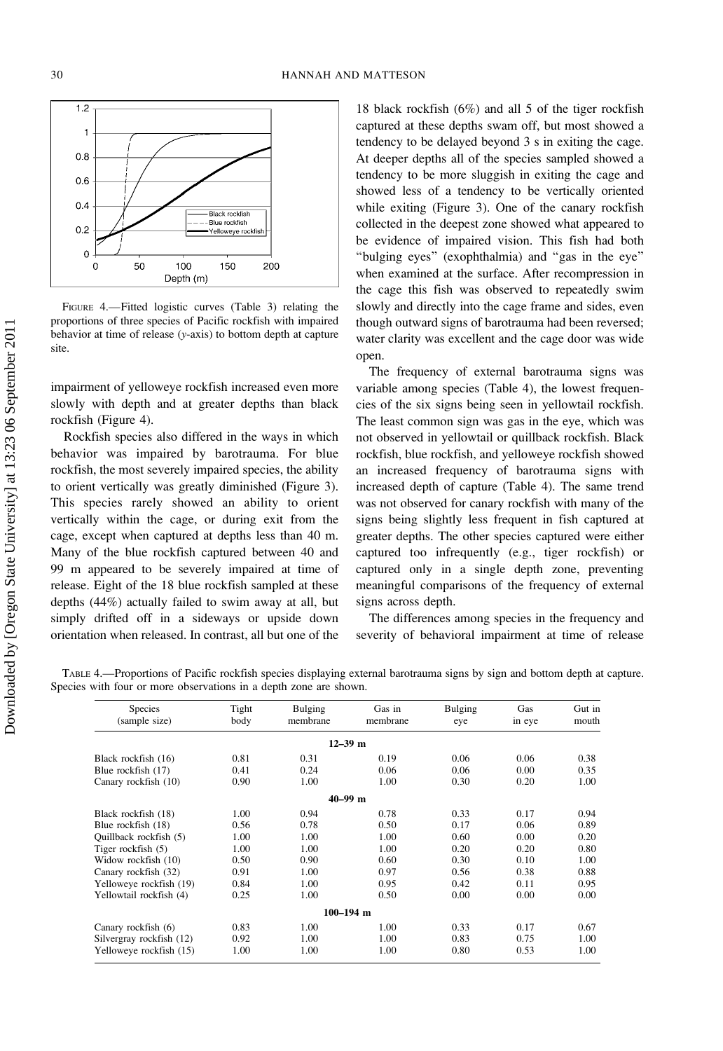FIGURE 4.—Fitted logistic curves (Table 3) relating the proportions of three species of Pacific rockfish with impaired behavior at time of release (y-axis) to bottom depth at capture site.

impairment of yelloweye rockfish increased even more slowly with depth and at greater depths than black rockfish (Figure 4).

Rockfish species also differed in the ways in which behavior was impaired by barotrauma. For blue rockfish, the most severely impaired species, the ability to orient vertically was greatly diminished (Figure 3). This species rarely showed an ability to orient vertically within the cage, or during exit from the cage, except when captured at depths less than 40 m. Many of the blue rockfish captured between 40 and 99 m appeared to be severely impaired at time of release. Eight of the 18 blue rockfish sampled at these depths (44%) actually failed to swim away at all, but simply drifted off in a sideways or upside down orientation when released. In contrast, all but one of the 18 black rockfish (6%) and all 5 of the tiger rockfish captured at these depths swam off, but most showed a tendency to be delayed beyond 3 s in exiting the cage. At deeper depths all of the species sampled showed a tendency to be more sluggish in exiting the cage and showed less of a tendency to be vertically oriented while exiting (Figure 3). One of the canary rockfish collected in the deepest zone showed what appeared to be evidence of impaired vision. This fish had both "bulging eyes" (exophthalmia) and "gas in the eye" when examined at the surface. After recompression in the cage this fish was observed to repeatedly swim slowly and directly into the cage frame and sides, even though outward signs of barotrauma had been reversed; water clarity was excellent and the cage door was wide open.

The frequency of external barotrauma signs was variable among species (Table 4), the lowest frequencies of the six signs being seen in yellowtail rockfish. The least common sign was gas in the eye, which was not observed in yellowtail or quillback rockfish. Black rockfish, blue rockfish, and yelloweye rockfish showed an increased frequency of barotrauma signs with increased depth of capture (Table 4). The same trend was not observed for canary rockfish with many of the signs being slightly less frequent in fish captured at greater depths. The other species captured were either captured too infrequently (e.g., tiger rockfish) or captured only in a single depth zone, preventing meaningful comparisons of the frequency of external signs across depth.

The differences among species in the frequency and severity of behavioral impairment at time of release

TABLE 4.—Proportions of Pacific rockfish species displaying external barotrauma signs by sign and bottom depth at capture. Species with four or more observations in a depth zone are shown.

| Species (sample size) | Tight body | Bulging membrane | Gas in membrane | Bulging eye | Gas in eye | Gut in mouth |
|---|---|---|---|---|---|---|
| **12–39 m** | | | | | | |
| Black rockfish (16) | 0.81 | 0.31 | 0.19 | 0.06 | 0.06 | 0.38 |
| Blue rockfish (17) | 0.41 | 0.24 | 0.06 | 0.06 | 0.00 | 0.35 |
| Canary rockfish (10) | 0.90 | 1.00 | 1.00 | 0.30 | 0.20 | 1.00 |
| **40–99 m** | | | | | | |
| Black rockfish (18) | 1.00 | 0.94 | 0.78 | 0.33 | 0.17 | 0.94 |
| Blue rockfish (18) | 0.56 | 0.78 | 0.50 | 0.17 | 0.06 | 0.89 |
| Quillback rockfish (5) | 1.00 | 1.00 | 1.00 | 0.60 | 0.00 | 0.20 |
| Tiger rockfish (5) | 1.00 | 1.00 | 1.00 | 0.20 | 0.20 | 0.80 |
| Widow rockfish (10) | 0.50 | 0.90 | 0.60 | 0.30 | 0.10 | 1.00 |
| Canary rockfish (32) | 0.91 | 1.00 | 0.97 | 0.56 | 0.38 | 0.88 |
| Yelloweye rockfish (19) | 0.84 | 1.00 | 0.95 | 0.42 | 0.11 | 0.95 |
| Yellowtail rockfish (4) | 0.25 | 1.00 | 0.50 | 0.00 | 0.00 | 0.00 |
| **100–194 m** | | | | | | |
| Canary rockfish (6) | 0.83 | 1.00 | 1.00 | 0.33 | 0.17 | 0.67 |
| Silvergray rockfish (12) | 0.92 | 1.00 | 1.00 | 0.83 | 0.75 | 1.00 |
| Yelloweye rockfish (15) | 1.00 | 1.00 | 1.00 | 0.80 | 0.53 | 1.00 |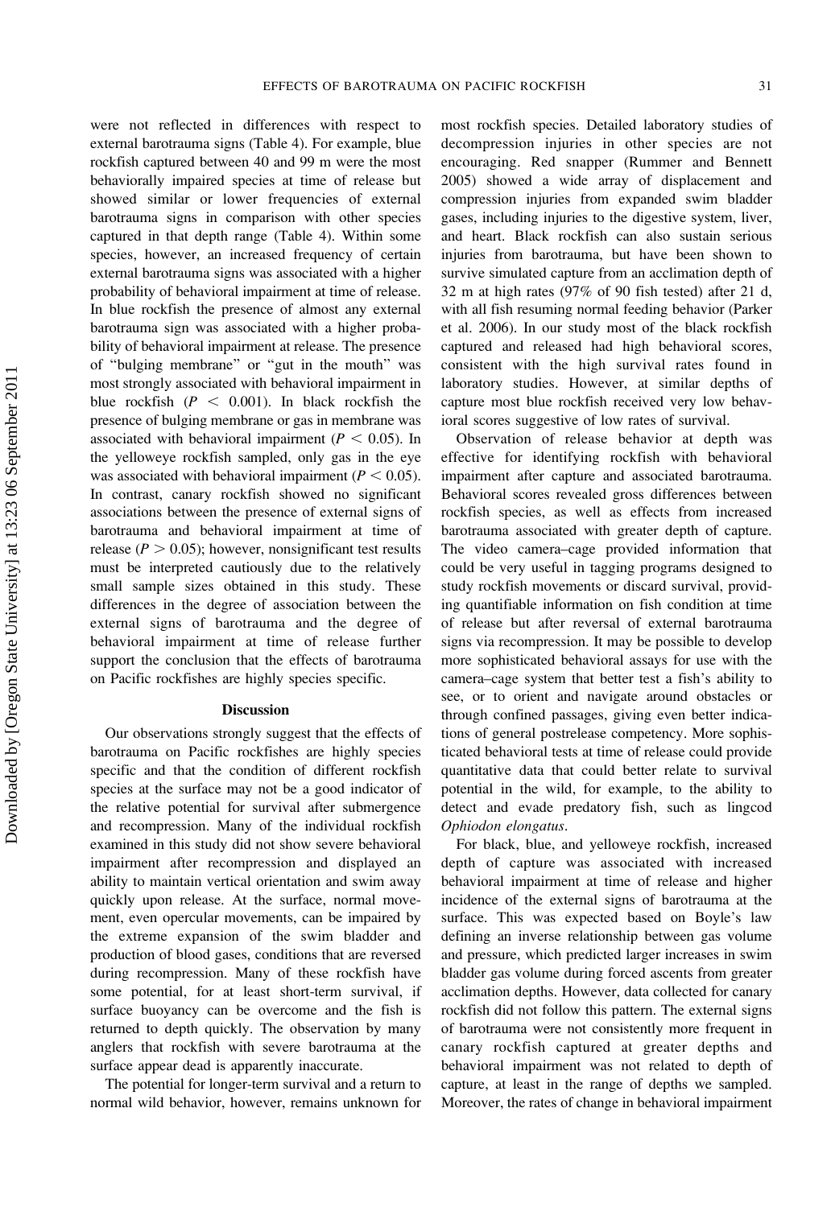were not reflected in differences with respect to external barotrauma signs (Table 4). For example, blue rockfish captured between 40 and 99 m were the most behaviorally impaired species at time of release but showed similar or lower frequencies of external barotrauma signs in comparison with other species captured in that depth range (Table 4). Within some species, however, an increased frequency of certain external barotrauma signs was associated with a higher probability of behavioral impairment at time of release. In blue rockfish the presence of almost any external barotrauma sign was associated with a higher probability of behavioral impairment at release. The presence of "bulging membrane" or "gut in the mouth" was most strongly associated with behavioral impairment in blue rockfish ($P < 0.001$). In black rockfish the presence of bulging membrane or gas in membrane was associated with behavioral impairment ($P < 0.05$). In the yelloweye rockfish sampled, only gas in the eye was associated with behavioral impairment ($P < 0.05$). In contrast, canary rockfish showed no significant associations between the presence of external signs of barotrauma and behavioral impairment at time of release ($P > 0.05$); however, nonsignificant test results must be interpreted cautiously due to the relatively small sample sizes obtained in this study. These differences in the degree of association between the external signs of barotrauma and the degree of behavioral impairment at time of release further support the conclusion that the effects of barotrauma on Pacific rockfishes are highly species specific.

## Discussion

Our observations strongly suggest that the effects of barotrauma on Pacific rockfishes are highly species specific and that the condition of different rockfish species at the surface may not be a good indicator of the relative potential for survival after submergence and recompression. Many of the individual rockfish examined in this study did not show severe behavioral impairment after recompression and displayed an ability to maintain vertical orientation and swim away quickly upon release. At the surface, normal movement, even opercular movements, can be impaired by the extreme expansion of the swim bladder and production of blood gases, conditions that are reversed during recompression. Many of these rockfish have some potential, for at least short-term survival, if surface buoyancy can be overcome and the fish is returned to depth quickly. The observation by many anglers that rockfish with severe barotrauma at the surface appear dead is apparently inaccurate.

The potential for longer-term survival and a return to normal wild behavior, however, remains unknown for most rockfish species. Detailed laboratory studies of decompression injuries in other species are not encouraging. Red snapper (Rummer and Bennett 2005) showed a wide array of displacement and compression injuries from expanded swim bladder gases, including injuries to the digestive system, liver, and heart. Black rockfish can also sustain serious injuries from barotrauma, but have been shown to survive simulated capture from an acclimation depth of 32 m at high rates (97% of 90 fish tested) after 21 d, with all fish resuming normal feeding behavior (Parker et al. 2006). In our study most of the black rockfish captured and released had high behavioral scores, consistent with the high survival rates found in laboratory studies. However, at similar depths of capture most blue rockfish received very low behavioral scores suggestive of low rates of survival.

Observation of release behavior at depth was effective for identifying rockfish with behavioral impairment after capture and associated barotrauma. Behavioral scores revealed gross differences between rockfish species, as well as effects from increased barotrauma associated with greater depth of capture. The video camera–cage provided information that could be very useful in tagging programs designed to study rockfish movements or discard survival, providing quantifiable information on fish condition at time of release but after reversal of external barotrauma signs via recompression. It may be possible to develop more sophisticated behavioral assays for use with the camera–cage system that better test a fish's ability to see, or to orient and navigate around obstacles or through confined passages, giving even better indications of general postrelease competency. More sophisticated behavioral tests at time of release could provide quantitative data that could better relate to survival potential in the wild, for example, to the ability to detect and evade predatory fish, such as lingcod *Ophiodon elongatus*.

For black, blue, and yelloweye rockfish, increased depth of capture was associated with increased behavioral impairment at time of release and higher incidence of the external signs of barotrauma at the surface. This was expected based on Boyle's law defining an inverse relationship between gas volume and pressure, which predicted larger increases in swim bladder gas volume during forced ascents from greater acclimation depths. However, data collected for canary rockfish did not follow this pattern. The external signs of barotrauma were not consistently more frequent in canary rockfish captured at greater depths and behavioral impairment was not related to depth of capture, at least in the range of depths we sampled. Moreover, the rates of change in behavioral impairment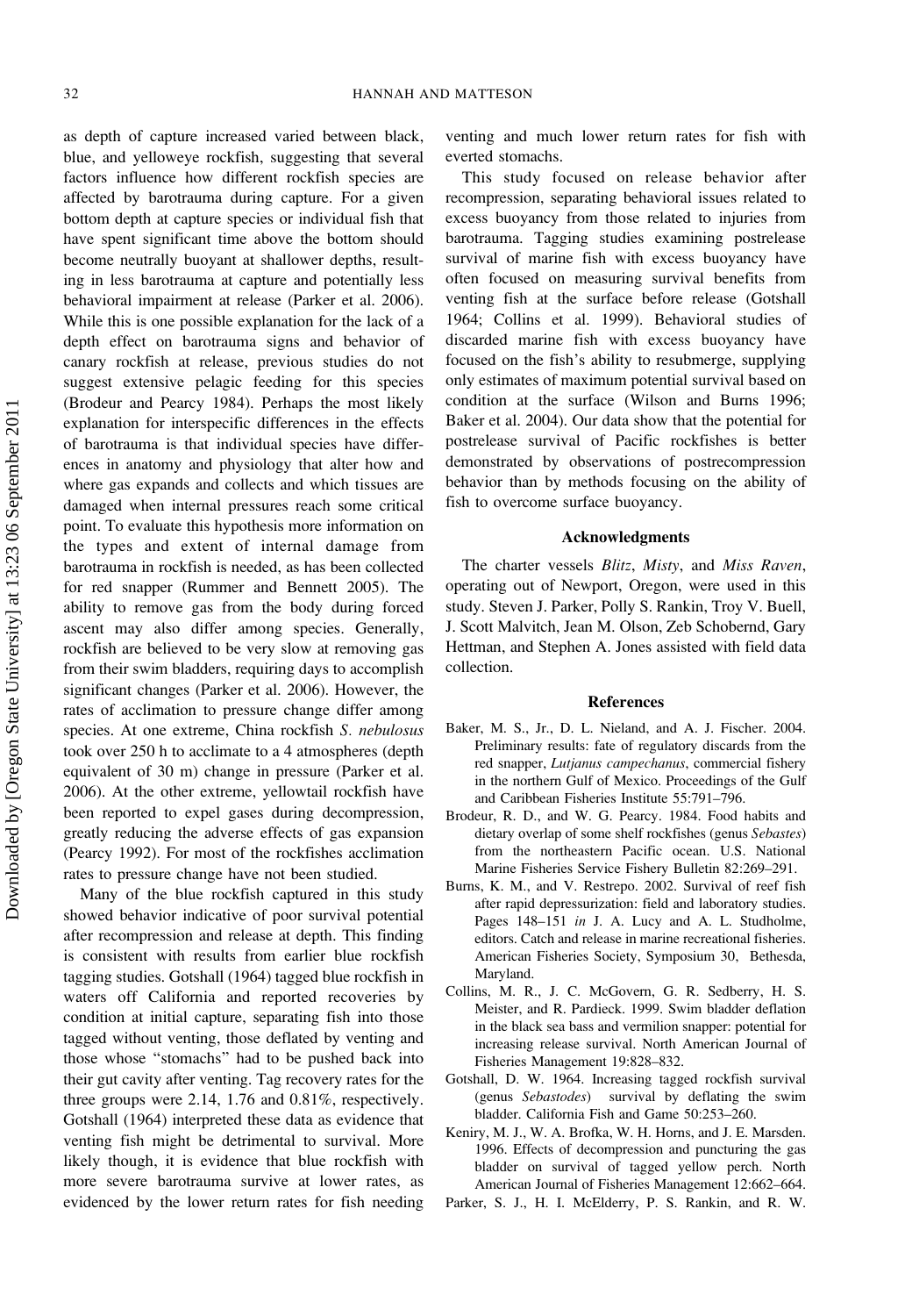as depth of capture increased varied between black, blue, and yelloweye rockfish, suggesting that several factors influence how different rockfish species are affected by barotrauma during capture. For a given bottom depth at capture species or individual fish that have spent significant time above the bottom should become neutrally buoyant at shallower depths, resulting in less barotrauma at capture and potentially less behavioral impairment at release (Parker et al. 2006). While this is one possible explanation for the lack of a depth effect on barotrauma signs and behavior of canary rockfish at release, previous studies do not suggest extensive pelagic feeding for this species (Brodeur and Pearcy 1984). Perhaps the most likely explanation for interspecific differences in the effects of barotrauma is that individual species have differences in anatomy and physiology that alter how and where gas expands and collects and which tissues are damaged when internal pressures reach some critical point. To evaluate this hypothesis more information on the types and extent of internal damage from barotrauma in rockfish is needed, as has been collected for red snapper (Rummer and Bennett 2005). The ability to remove gas from the body during forced ascent may also differ among species. Generally, rockfish are believed to be very slow at removing gas from their swim bladders, requiring days to accomplish significant changes (Parker et al. 2006). However, the rates of acclimation to pressure change differ among species. At one extreme, China rockfish *S. nebulosus* took over 250 h to acclimate to a 4 atmospheres (depth equivalent of 30 m) change in pressure (Parker et al. 2006). At the other extreme, yellowtail rockfish have been reported to expel gases during decompression, greatly reducing the adverse effects of gas expansion (Pearcy 1992). For most of the rockfishes acclimation rates to pressure change have not been studied.

Many of the blue rockfish captured in this study showed behavior indicative of poor survival potential after recompression and release at depth. This finding is consistent with results from earlier blue rockfish tagging studies. Gotshall (1964) tagged blue rockfish in waters off California and reported recoveries by condition at initial capture, separating fish into those tagged without venting, those deflated by venting and those whose "stomachs" had to be pushed back into their gut cavity after venting. Tag recovery rates for the three groups were 2.14, 1.76 and 0.81%, respectively. Gotshall (1964) interpreted these data as evidence that venting fish might be detrimental to survival. More likely though, it is evidence that blue rockfish with more severe barotrauma survive at lower rates, as evidenced by the lower return rates for fish needing venting and much lower return rates for fish with everted stomachs.

This study focused on release behavior after recompression, separating behavioral issues related to excess buoyancy from those related to injuries from barotrauma. Tagging studies examining postrelease survival of marine fish with excess buoyancy have often focused on measuring survival benefits from venting fish at the surface before release (Gotshall 1964; Collins et al. 1999). Behavioral studies of discarded marine fish with excess buoyancy have focused on the fish's ability to resubmerge, supplying only estimates of maximum potential survival based on condition at the surface (Wilson and Burns 1996; Baker et al. 2004). Our data show that the potential for postrelease survival of Pacific rockfishes is better demonstrated by observations of postrecompression behavior than by methods focusing on the ability of fish to overcome surface buoyancy.

## Acknowledgments

The charter vessels *Blitz*, *Misty*, and *Miss Raven*, operating out of Newport, Oregon, were used in this study. Steven J. Parker, Polly S. Rankin, Troy V. Buell, J. Scott Malvitch, Jean M. Olson, Zeb Schobernd, Gary Hettman, and Stephen A. Jones assisted with field data collection.

## References

Baker, M. S., Jr., D. L. Nieland, and A. J. Fischer. 2004. Preliminary results: fate of regulatory discards from the red snapper, *Lutjanus campechanus*, commercial fishery in the northern Gulf of Mexico. Proceedings of the Gulf and Caribbean Fisheries Institute 55:791–796.

Brodeur, R. D., and W. G. Pearcy. 1984. Food habits and dietary overlap of some shelf rockfishes (genus *Sebastes*) from the northeastern Pacific ocean. U.S. National Marine Fisheries Service Fishery Bulletin 82:269–291.

Burns, K. M., and V. Restrepo. 2002. Survival of reef fish after rapid depressurization: field and laboratory studies. Pages 148–151 *in* J. A. Lucy and A. L. Studholme, editors. Catch and release in marine recreational fisheries. American Fisheries Society, Symposium 30, Bethesda, Maryland.

Collins, M. R., J. C. McGovern, G. R. Sedberry, H. S. Meister, and R. Pardieck. 1999. Swim bladder deflation in the black sea bass and vermilion snapper: potential for increasing release survival. North American Journal of Fisheries Management 19:828–832.

Gotshall, D. W. 1964. Increasing tagged rockfish survival (genus *Sebastodes*) survival by deflating the swim bladder. California Fish and Game 50:253–260.

Keniry, M. J., W. A. Brofka, W. H. Horns, and J. E. Marsden. 1996. Effects of decompression and puncturing the gas bladder on survival of tagged yellow perch. North American Journal of Fisheries Management 12:662–664.

Parker, S. J., H. I. McElderry, P. S. Rankin, and R. W.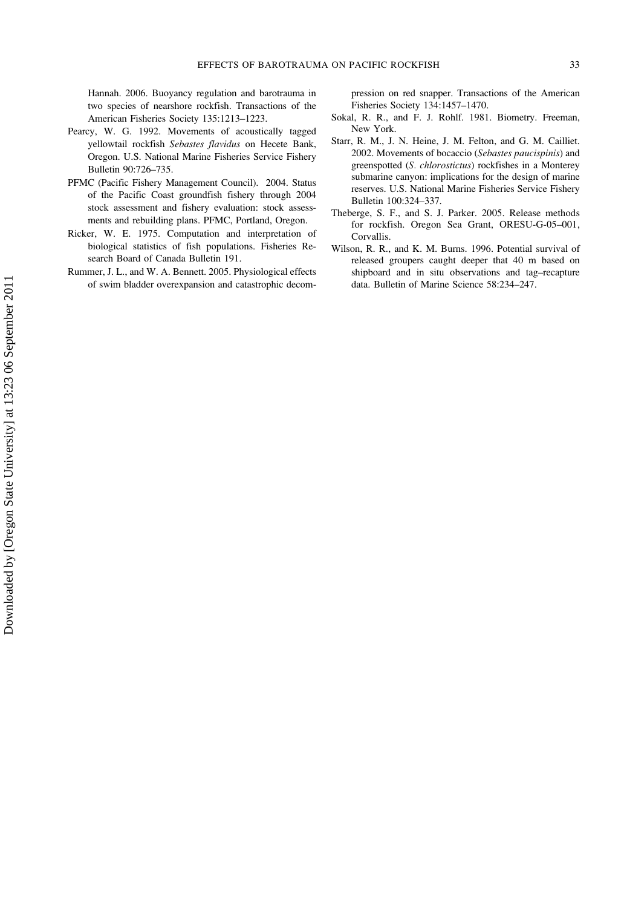Hannah. 2006. Buoyancy regulation and barotrauma in two species of nearshore rockfish. Transactions of the American Fisheries Society 135:1213–1223.

Pearcy, W. G. 1992. Movements of acoustically tagged yellowtail rockfish *Sebastes flavidus* on Hecete Bank, Oregon. U.S. National Marine Fisheries Service Fishery Bulletin 90:726–735.

PFMC (Pacific Fishery Management Council). 2004. Status of the Pacific Coast groundfish fishery through 2004 stock assessment and fishery evaluation: stock assessments and rebuilding plans. PFMC, Portland, Oregon.

Ricker, W. E. 1975. Computation and interpretation of biological statistics of fish populations. Fisheries Research Board of Canada Bulletin 191.

Rummer, J. L., and W. A. Bennett. 2005. Physiological effects of swim bladder overexpansion and catastrophic decompression on red snapper. Transactions of the American Fisheries Society 134:1457–1470.

Sokal, R. R., and F. J. Rohlf. 1981. Biometry. Freeman, New York.

Starr, R. M., J. N. Heine, J. M. Felton, and G. M. Cailliet. 2002. Movements of bocaccio (*Sebastes paucispinis*) and greenspotted (*S. chlorostictus*) rockfishes in a Monterey submarine canyon: implications for the design of marine reserves. U.S. National Marine Fisheries Service Fishery Bulletin 100:324–337.

Theberge, S. F., and S. J. Parker. 2005. Release methods for rockfish. Oregon Sea Grant, ORESU-G-05–001, Corvallis.

Wilson, R. R., and K. M. Burns. 1996. Potential survival of released groupers caught deeper that 40 m based on shipboard and in situ observations and tag–recapture data. Bulletin of Marine Science 58:234–247.